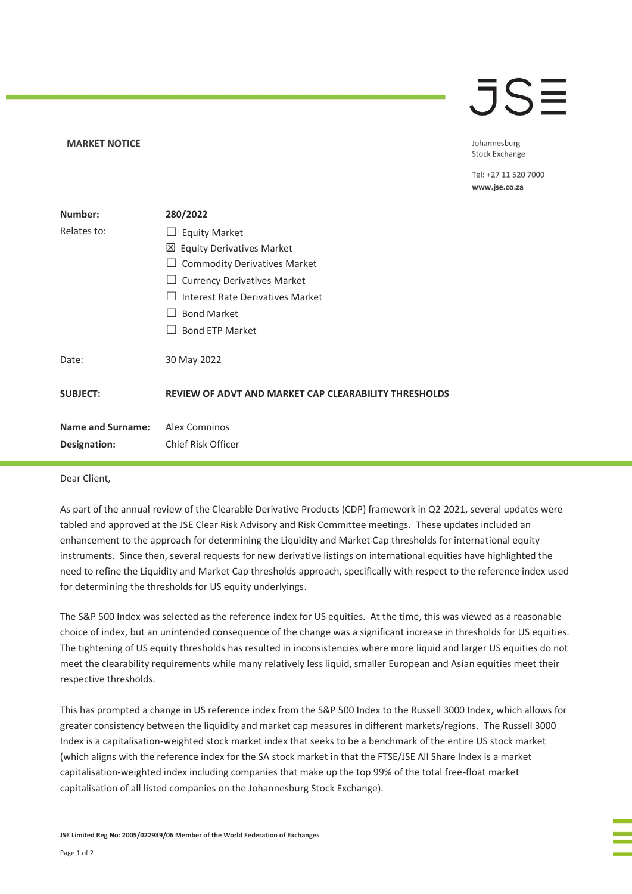JSE

Johannesburg
Stock Exchange

Tel: +27 11 520 7000
**www.jse.co.za**

**MARKET NOTICE**

| | |
|---|---|
| **Number:** | **280/2022** |
| Relates to: | ☐ Equity Market<br>☒ Equity Derivatives Market<br>☐ Commodity Derivatives Market<br>☐ Currency Derivatives Market<br>☐ Interest Rate Derivatives Market<br>☐ Bond Market<br>☐ Bond ETP Market |
| Date: | 30 May 2022 |
| **SUBJECT:** | **REVIEW OF ADVT AND MARKET CAP CLEARABILITY THRESHOLDS** |
| **Name and Surname:** | Alex Comninos |
| **Designation:** | Chief Risk Officer |

Dear Client,

As part of the annual review of the Clearable Derivative Products (CDP) framework in Q2 2021, several updates were tabled and approved at the JSE Clear Risk Advisory and Risk Committee meetings. These updates included an enhancement to the approach for determining the Liquidity and Market Cap thresholds for international equity instruments. Since then, several requests for new derivative listings on international equities have highlighted the need to refine the Liquidity and Market Cap thresholds approach, specifically with respect to the reference index used for determining the thresholds for US equity underlyings.

The S&P 500 Index was selected as the reference index for US equities. At the time, this was viewed as a reasonable choice of index, but an unintended consequence of the change was a significant increase in thresholds for US equities. The tightening of US equity thresholds has resulted in inconsistencies where more liquid and larger US equities do not meet the clearability requirements while many relatively less liquid, smaller European and Asian equities meet their respective thresholds.

This has prompted a change in US reference index from the S&P 500 Index to the Russell 3000 Index, which allows for greater consistency between the liquidity and market cap measures in different markets/regions. The Russell 3000 Index is a capitalisation-weighted stock market index that seeks to be a benchmark of the entire US stock market (which aligns with the reference index for the SA stock market in that the FTSE/JSE All Share Index is a market capitalisation-weighted index including companies that make up the top 99% of the total free-float market capitalisation of all listed companies on the Johannesburg Stock Exchange).

**JSE Limited Reg No: 2005/022939/06 Member of the World Federation of Exchanges**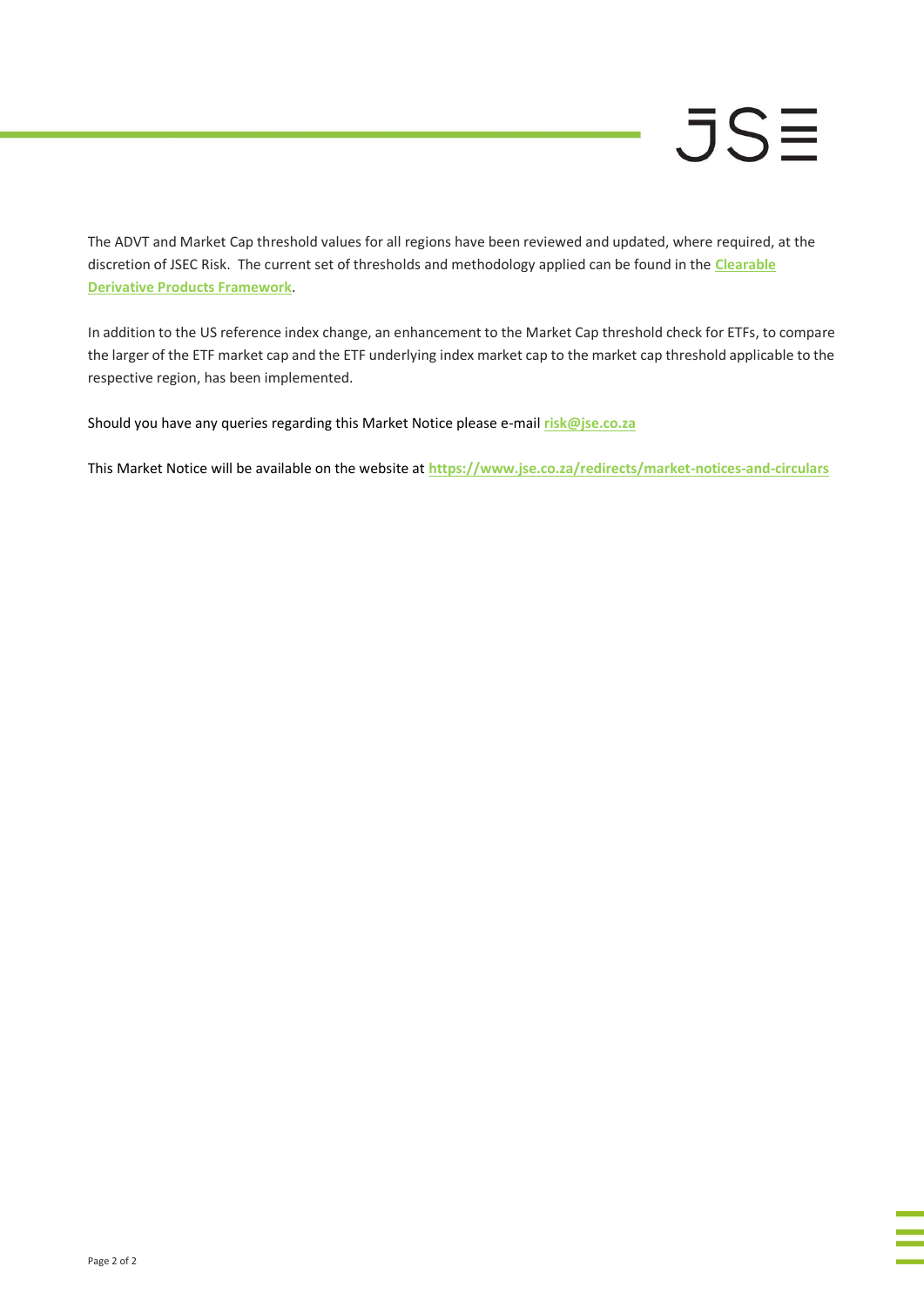The ADVT and Market Cap threshold values for all regions have been reviewed and updated, where required, at the discretion of JSEC Risk. The current set of thresholds and methodology applied can be found in the **Clearable Derivative Products Framework**.

In addition to the US reference index change, an enhancement to the Market Cap threshold check for ETFs, to compare the larger of the ETF market cap and the ETF underlying index market cap to the market cap threshold applicable to the respective region, has been implemented.

Should you have any queries regarding this Market Notice please e-mail **risk@jse.co.za**

This Market Notice will be available on the website at **https://www.jse.co.za/redirects/market-notices-and-circulars**